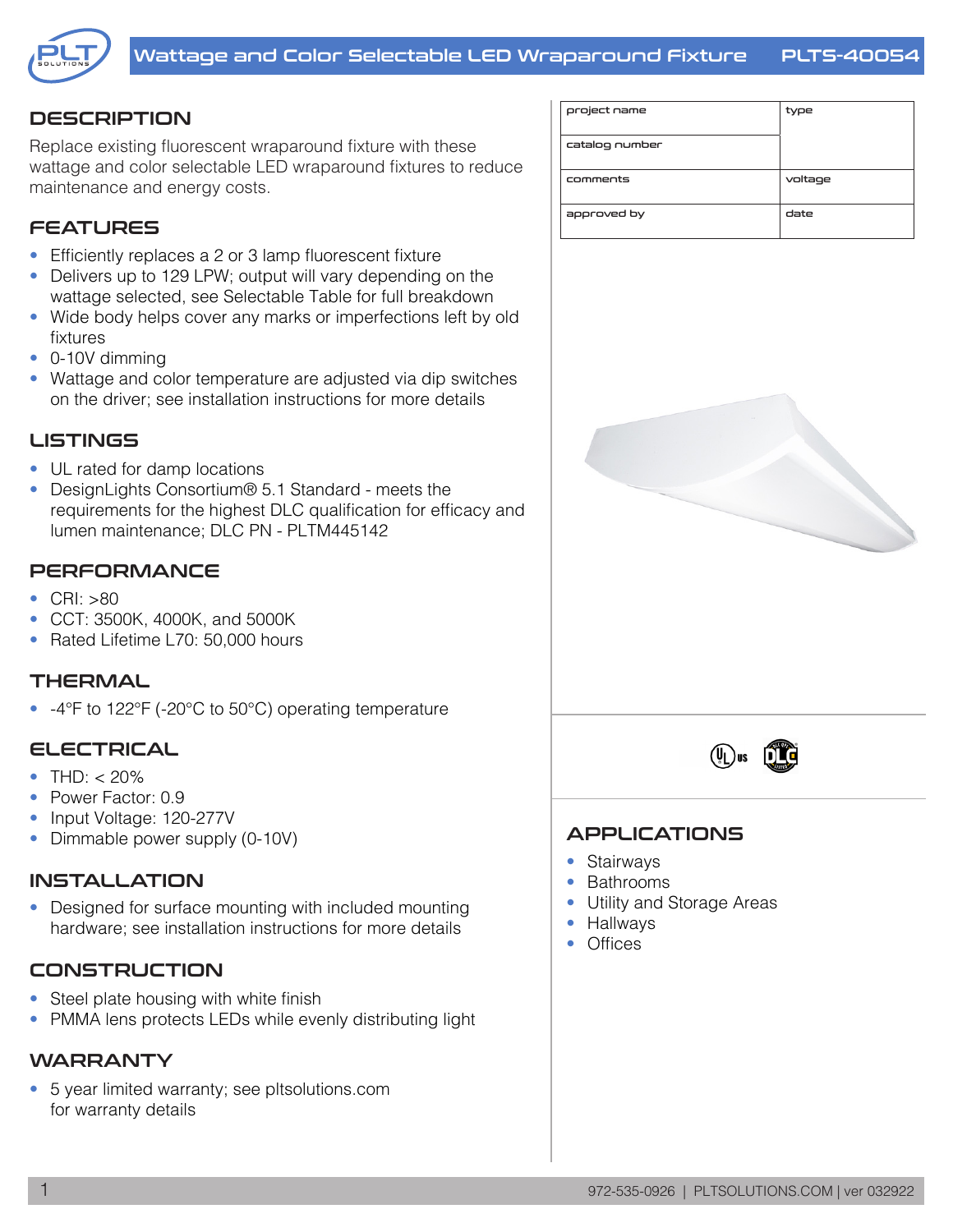# Wattage and Color Selectable LED Wraparound Fixture PLTS-40054

| project name | type |
| --- | --- |
| catalog number | |
| comments | voltage |
| approved by | date |

## DESCRIPTION

Replace existing fluorescent wraparound fixture with these wattage and color selectable LED wraparound fixtures to reduce maintenance and energy costs.

## FEATURES

- Efficiently replaces a 2 or 3 lamp fluorescent fixture
- Delivers up to 129 LPW; output will vary depending on the wattage selected, see Selectable Table for full breakdown
- Wide body helps cover any marks or imperfections left by old fixtures
- 0-10V dimming
- Wattage and color temperature are adjusted via dip switches on the driver; see installation instructions for more details

## LISTINGS

- UL rated for damp locations
- DesignLights Consortium® 5.1 Standard - meets the requirements for the highest DLC qualification for efficacy and lumen maintenance; DLC PN - PLTM445142

## PERFORMANCE

- CRI: >80
- CCT: 3500K, 4000K, and 5000K
- Rated Lifetime L70: 50,000 hours

## THERMAL

- -4°F to 122°F (-20°C to 50°C) operating temperature

## ELECTRICAL

- THD: < 20%
- Power Factor: 0.9
- Input Voltage: 120-277V
- Dimmable power supply (0-10V)

## INSTALLATION

- Designed for surface mounting with included mounting hardware; see installation instructions for more details

## CONSTRUCTION

- Steel plate housing with white finish
- PMMA lens protects LEDs while evenly distributing light

## WARRANTY

- 5 year limited warranty; see pltsolutions.com for warranty details

## APPLICATIONS

- Stairways
- Bathrooms
- Utility and Storage Areas
- Hallways
- Offices

972-535-0926 | PLTSOLUTIONS.COM | ver 032922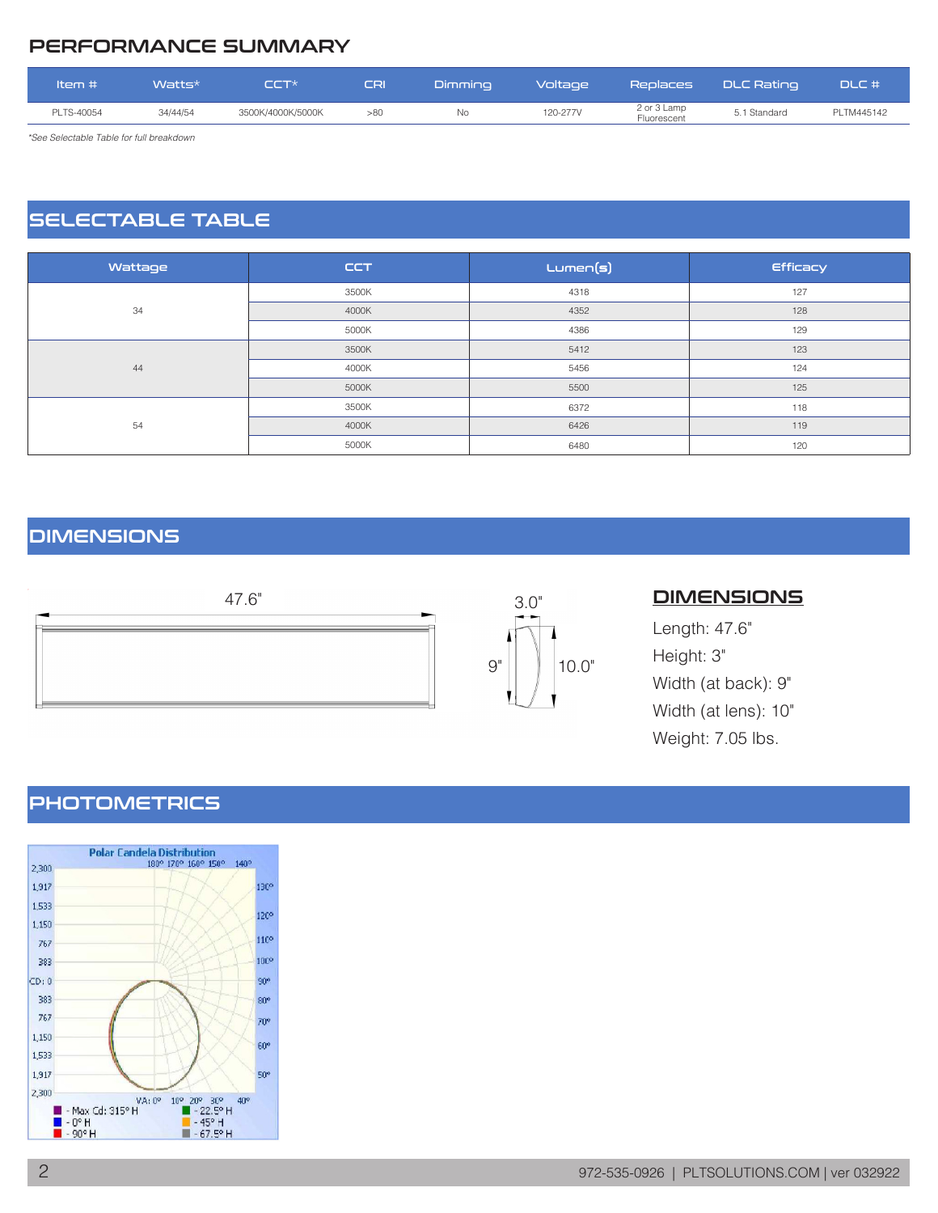## PERFORMANCE SUMMARY

| Item # | Watts* | CCT* | CRI | Dimming | Voltage | Replaces | DLC Rating | DLC # |
|---|---|---|---|---|---|---|---|---|
| PLTS-40054 | 34/44/54 | 3500K/4000K/5000K | >80 | No | 120-277V | 2 or 3 Lamp Fluorescent | 5.1 Standard | PLTM445142 |

*See Selectable Table for full breakdown

## SELECTABLE TABLE

| Wattage | CCT | Lumen(s) | Efficacy |
|---|---|---|---|
| 34 | 3500K | 4318 | 127 |
| | 4000K | 4352 | 128 |
| | 5000K | 4386 | 129 |
| 44 | 3500K | 5412 | 123 |
| | 4000K | 5456 | 124 |
| | 5000K | 5500 | 125 |
| 54 | 3500K | 6372 | 118 |
| | 4000K | 6426 | 119 |
| | 5000K | 6480 | 120 |

## DIMENSIONS

47.6"

3.0"

9"

10.0"

### DIMENSIONS

Length: 47.6"

Height: 3"

Width (at back): 9"

Width (at lens): 10"

Weight: 7.05 lbs.

## PHOTOMETRICS

Polar Candela Distribution

180° 170° 160° 150° 140°

130° 120° 110° 100° 90° 80° 70° 60° 50°

2,300 1,917 1,533 1,150 767 383 CD: 0 383 767 1,150 1,533 1,917 2,300

VA: 0° 10° 20° 30° 40°

- Max Cd: 315° H
- 0° H
- 90° H
- 22.5° H
- 45° H
- 67.5° H

972-535-0926 | PLTSOLUTIONS.COM | ver 032922